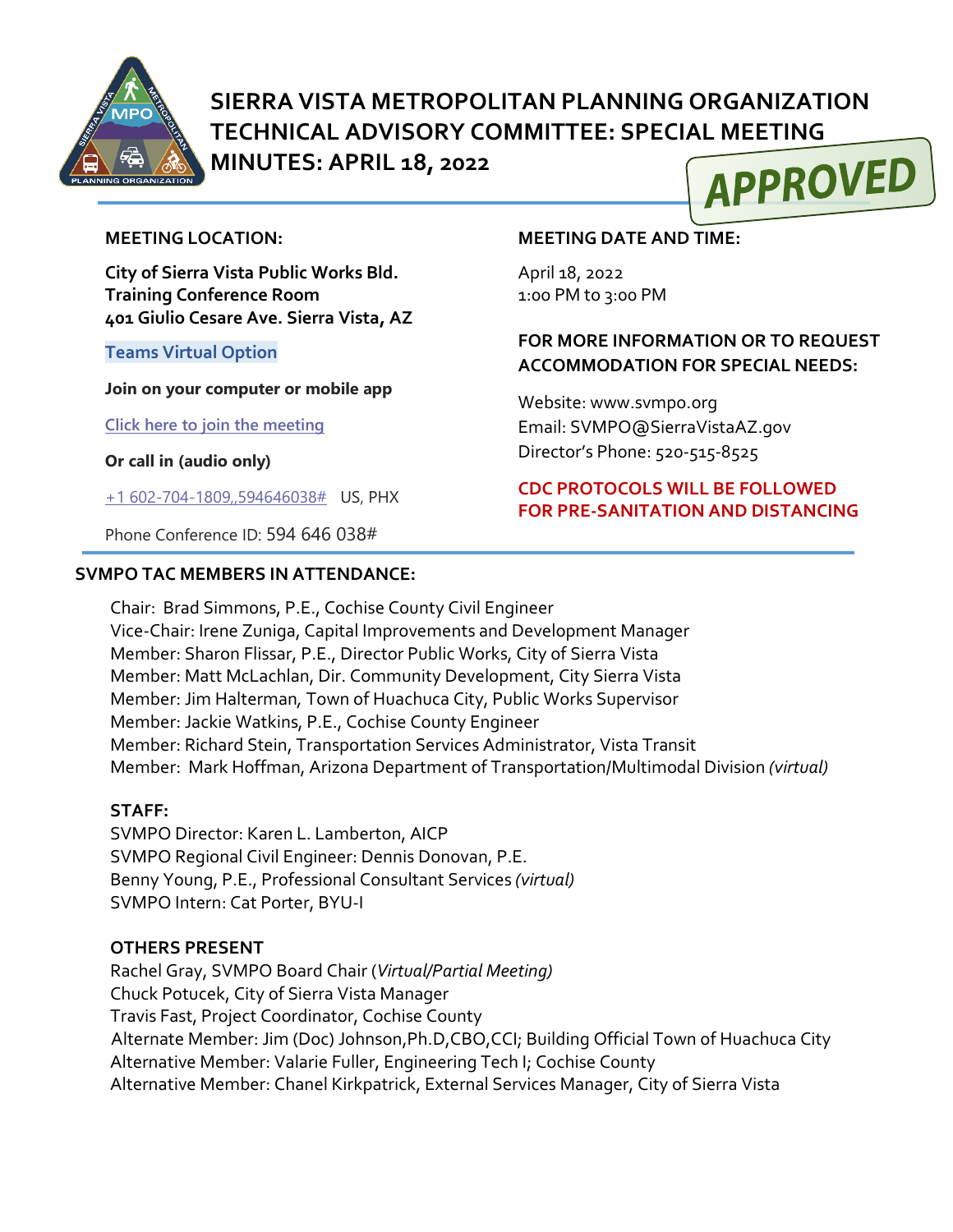# SIERRA VISTA METROPOLITAN PLANNING ORGANIZATION TECHNICAL ADVISORY COMMITTEE: SPECIAL MEETING MINUTES: APRIL 18, 2022

APPROVED

**MEETING LOCATION:**

**City of Sierra Vista Public Works Bld.**
**Training Conference Room**
**401 Giulio Cesare Ave. Sierra Vista, AZ**

**Teams Virtual Option**

**Join on your computer or mobile app**

Click here to join the meeting

**Or call in (audio only)**

+1 602-704-1809,,594646038# US, PHX

Phone Conference ID: 594 646 038#

**MEETING DATE AND TIME:**

April 18, 2022
1:00 PM to 3:00 PM

**FOR MORE INFORMATION OR TO REQUEST ACCOMMODATION FOR SPECIAL NEEDS:**

Website: www.svmpo.org
Email: SVMPO@SierraVistaAZ.gov
Director's Phone: 520-515-8525

**CDC PROTOCOLS WILL BE FOLLOWED FOR PRE-SANITATION AND DISTANCING**

**SVMPO TAC MEMBERS IN ATTENDANCE:**

Chair: Brad Simmons, P.E., Cochise County Civil Engineer
Vice-Chair: Irene Zuniga, Capital Improvements and Development Manager
Member: Sharon Flissar, P.E., Director Public Works, City of Sierra Vista
Member: Matt McLachlan, Dir. Community Development, City Sierra Vista
Member: Jim Halterman, Town of Huachuca City, Public Works Supervisor
Member: Jackie Watkins, P.E., Cochise County Engineer
Member: Richard Stein, Transportation Services Administrator, Vista Transit
Member: Mark Hoffman, Arizona Department of Transportation/Multimodal Division *(virtual)*

**STAFF:**

SVMPO Director: Karen L. Lamberton, AICP
SVMPO Regional Civil Engineer: Dennis Donovan, P.E.
Benny Young, P.E., Professional Consultant Services *(virtual)*
SVMPO Intern: Cat Porter, BYU-I

**OTHERS PRESENT**

Rachel Gray, SVMPO Board Chair (*Virtual/Partial Meeting)*
Chuck Potucek, City of Sierra Vista Manager
Travis Fast, Project Coordinator, Cochise County
Alternate Member: Jim (Doc) Johnson,Ph.D,CBO,CCI; Building Official Town of Huachuca City
Alternative Member: Valarie Fuller, Engineering Tech I; Cochise County
Alternative Member: Chanel Kirkpatrick, External Services Manager, City of Sierra Vista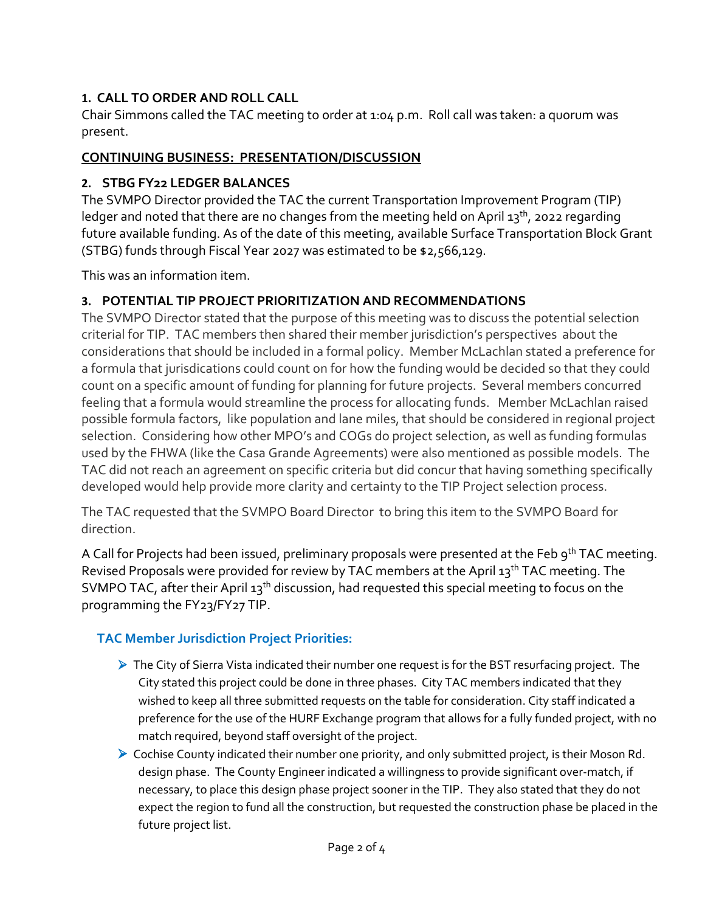## 1. CALL TO ORDER AND ROLL CALL

Chair Simmons called the TAC meeting to order at 1:04 p.m. Roll call was taken: a quorum was present.

## CONTINUING BUSINESS: PRESENTATION/DISCUSSION

## 2. STBG FY22 LEDGER BALANCES

The SVMPO Director provided the TAC the current Transportation Improvement Program (TIP) ledger and noted that there are no changes from the meeting held on April 13th, 2022 regarding future available funding. As of the date of this meeting, available Surface Transportation Block Grant (STBG) funds through Fiscal Year 2027 was estimated to be $2,566,129.

This was an information item.

## 3. POTENTIAL TIP PROJECT PRIORITIZATION AND RECOMMENDATIONS

The SVMPO Director stated that the purpose of this meeting was to discuss the potential selection criterial for TIP. TAC members then shared their member jurisdiction's perspectives about the considerations that should be included in a formal policy. Member McLachlan stated a preference for a formula that jurisdications could count on for how the funding would be decided so that they could count on a specific amount of funding for planning for future projects. Several members concurred feeling that a formula would streamline the process for allocating funds. Member McLachlan raised possible formula factors, like population and lane miles, that should be considered in regional project selection. Considering how other MPO's and COGs do project selection, as well as funding formulas used by the FHWA (like the Casa Grande Agreements) were also mentioned as possible models. The TAC did not reach an agreement on specific criteria but did concur that having something specifically developed would help provide more clarity and certainty to the TIP Project selection process.

The TAC requested that the SVMPO Board Director to bring this item to the SVMPO Board for direction.

A Call for Projects had been issued, preliminary proposals were presented at the Feb 9th TAC meeting. Revised Proposals were provided for review by TAC members at the April 13th TAC meeting. The SVMPO TAC, after their April 13th discussion, had requested this special meeting to focus on the programming the FY23/FY27 TIP.

### TAC Member Jurisdiction Project Priorities:

- The City of Sierra Vista indicated their number one request is for the BST resurfacing project. The City stated this project could be done in three phases. City TAC members indicated that they wished to keep all three submitted requests on the table for consideration. City staff indicated a preference for the use of the HURF Exchange program that allows for a fully funded project, with no match required, beyond staff oversight of the project.
- Cochise County indicated their number one priority, and only submitted project, is their Moson Rd. design phase. The County Engineer indicated a willingness to provide significant over-match, if necessary, to place this design phase project sooner in the TIP. They also stated that they do not expect the region to fund all the construction, but requested the construction phase be placed in the future project list.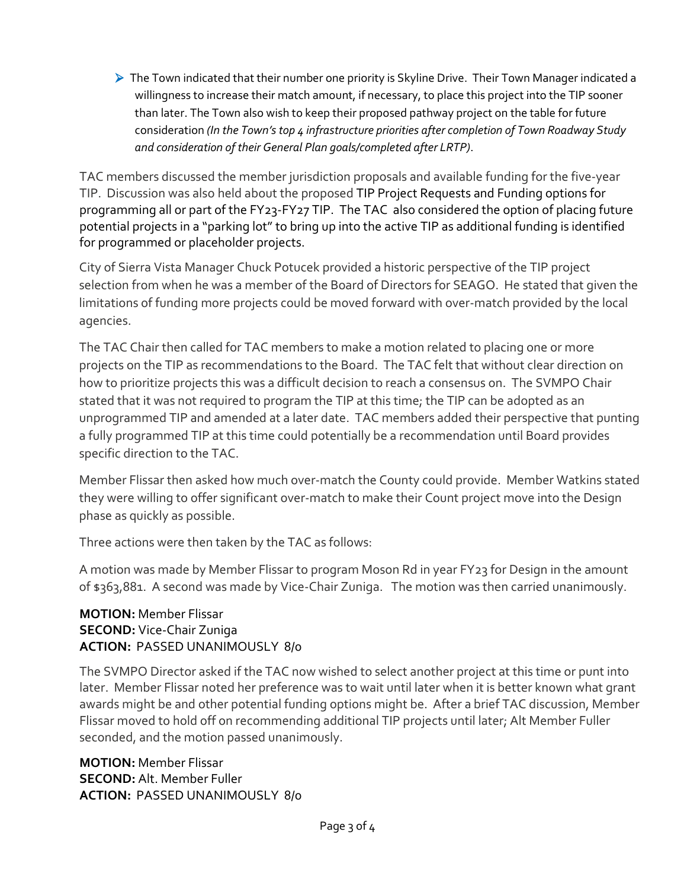- The Town indicated that their number one priority is Skyline Drive. Their Town Manager indicated a willingness to increase their match amount, if necessary, to place this project into the TIP sooner than later. The Town also wish to keep their proposed pathway project on the table for future consideration *(In the Town's top 4 infrastructure priorities after completion of Town Roadway Study and consideration of their General Plan goals/completed after LRTP)*.

TAC members discussed the member jurisdiction proposals and available funding for the five-year TIP. Discussion was also held about the proposed TIP Project Requests and Funding options for programming all or part of the FY23-FY27 TIP. The TAC also considered the option of placing future potential projects in a "parking lot" to bring up into the active TIP as additional funding is identified for programmed or placeholder projects.

City of Sierra Vista Manager Chuck Potucek provided a historic perspective of the TIP project selection from when he was a member of the Board of Directors for SEAGO. He stated that given the limitations of funding more projects could be moved forward with over-match provided by the local agencies.

The TAC Chair then called for TAC members to make a motion related to placing one or more projects on the TIP as recommendations to the Board. The TAC felt that without clear direction on how to prioritize projects this was a difficult decision to reach a consensus on. The SVMPO Chair stated that it was not required to program the TIP at this time; the TIP can be adopted as an unprogrammed TIP and amended at a later date. TAC members added their perspective that punting a fully programmed TIP at this time could potentially be a recommendation until Board provides specific direction to the TAC.

Member Flissar then asked how much over-match the County could provide. Member Watkins stated they were willing to offer significant over-match to make their Count project move into the Design phase as quickly as possible.

Three actions were then taken by the TAC as follows:

A motion was made by Member Flissar to program Moson Rd in year FY23 for Design in the amount of $363,881. A second was made by Vice-Chair Zuniga. The motion was then carried unanimously.

**MOTION:** Member Flissar
**SECOND:** Vice-Chair Zuniga
**ACTION:** PASSED UNANIMOUSLY 8/0

The SVMPO Director asked if the TAC now wished to select another project at this time or punt into later. Member Flissar noted her preference was to wait until later when it is better known what grant awards might be and other potential funding options might be. After a brief TAC discussion, Member Flissar moved to hold off on recommending additional TIP projects until later; Alt Member Fuller seconded, and the motion passed unanimously.

**MOTION:** Member Flissar
**SECOND:** Alt. Member Fuller
**ACTION:** PASSED UNANIMOUSLY 8/0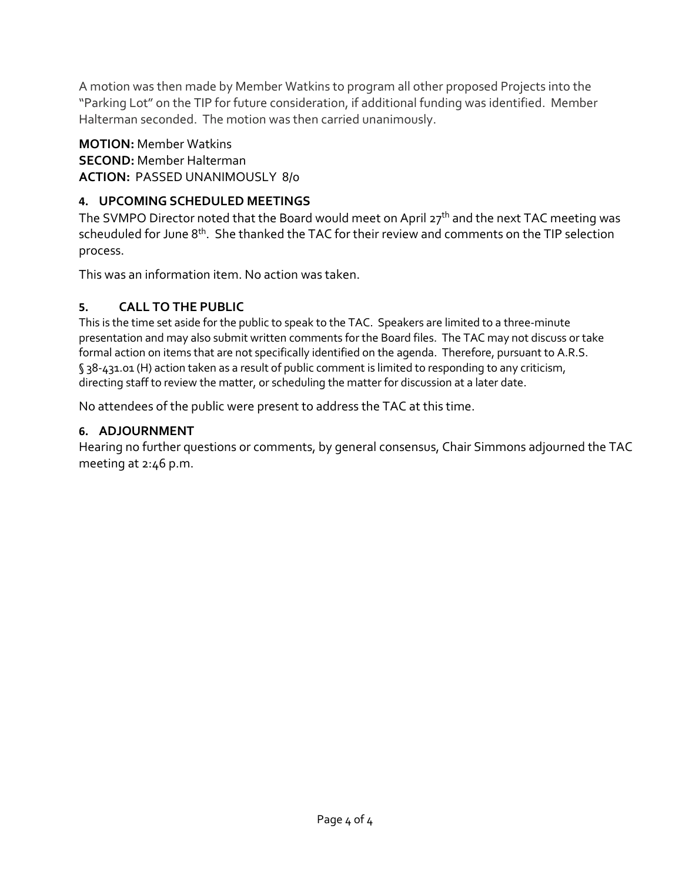A motion was then made by Member Watkins to program all other proposed Projects into the "Parking Lot" on the TIP for future consideration, if additional funding was identified. Member Halterman seconded. The motion was then carried unanimously.

**MOTION:** Member Watkins
**SECOND:** Member Halterman
**ACTION:** PASSED UNANIMOUSLY 8/0

## 4. UPCOMING SCHEDULED MEETINGS

The SVMPO Director noted that the Board would meet on April 27th and the next TAC meeting was scheuduled for June 8th. She thanked the TAC for their review and comments on the TIP selection process.

This was an information item. No action was taken.

## 5. CALL TO THE PUBLIC

This is the time set aside for the public to speak to the TAC. Speakers are limited to a three-minute presentation and may also submit written comments for the Board files. The TAC may not discuss or take formal action on items that are not specifically identified on the agenda. Therefore, pursuant to A.R.S. § 38-431.01 (H) action taken as a result of public comment is limited to responding to any criticism, directing staff to review the matter, or scheduling the matter for discussion at a later date.

No attendees of the public were present to address the TAC at this time.

## 6. ADJOURNMENT

Hearing no further questions or comments, by general consensus, Chair Simmons adjourned the TAC meeting at 2:46 p.m.